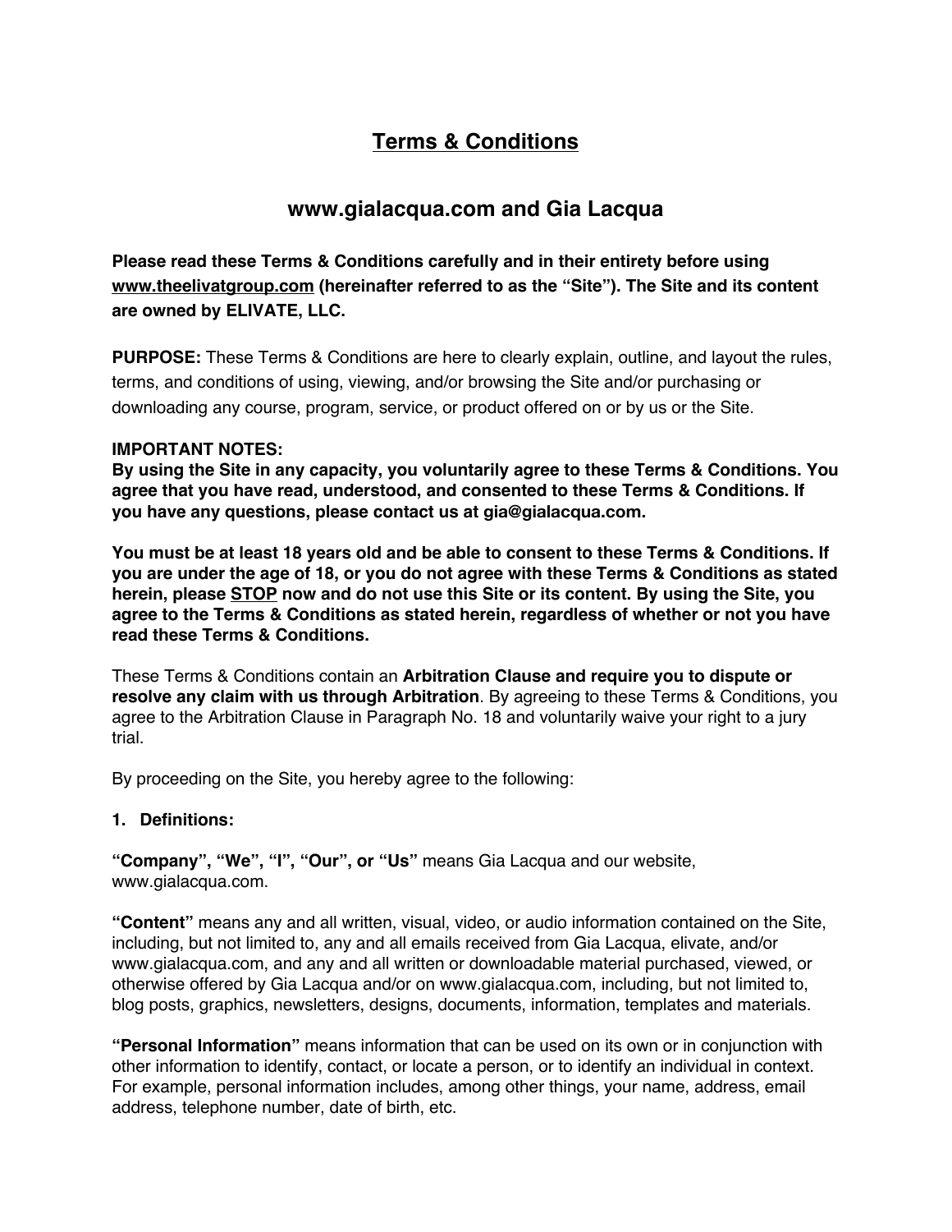# Terms & Conditions

## www.gialacqua.com and Gia Lacqua

**Please read these Terms & Conditions carefully and in their entirety before using www.theelivatgroup.com (hereinafter referred to as the "Site"). The Site and its content are owned by ELIVATE, LLC.**

**PURPOSE:** These Terms & Conditions are here to clearly explain, outline, and layout the rules, terms, and conditions of using, viewing, and/or browsing the Site and/or purchasing or downloading any course, program, service, or product offered on or by us or the Site.

**IMPORTANT NOTES:**
**By using the Site in any capacity, you voluntarily agree to these Terms & Conditions. You agree that you have read, understood, and consented to these Terms & Conditions. If you have any questions, please contact us at gia@gialacqua.com.**

**You must be at least 18 years old and be able to consent to these Terms & Conditions. If you are under the age of 18, or you do not agree with these Terms & Conditions as stated herein, please STOP now and do not use this Site or its content. By using the Site, you agree to the Terms & Conditions as stated herein, regardless of whether or not you have read these Terms & Conditions.**

These Terms & Conditions contain an **Arbitration Clause and require you to dispute or resolve any claim with us through Arbitration**. By agreeing to these Terms & Conditions, you agree to the Arbitration Clause in Paragraph No. 18 and voluntarily waive your right to a jury trial.

By proceeding on the Site, you hereby agree to the following:

### 1. Definitions:

**"Company", "We", "I", "Our", or "Us"** means Gia Lacqua and our website, www.gialacqua.com.

**"Content"** means any and all written, visual, video, or audio information contained on the Site, including, but not limited to, any and all emails received from Gia Lacqua, elivate, and/or www.gialacqua.com, and any and all written or downloadable material purchased, viewed, or otherwise offered by Gia Lacqua and/or on www.gialacqua.com, including, but not limited to, blog posts, graphics, newsletters, designs, documents, information, templates and materials.

**"Personal Information"** means information that can be used on its own or in conjunction with other information to identify, contact, or locate a person, or to identify an individual in context. For example, personal information includes, among other things, your name, address, email address, telephone number, date of birth, etc.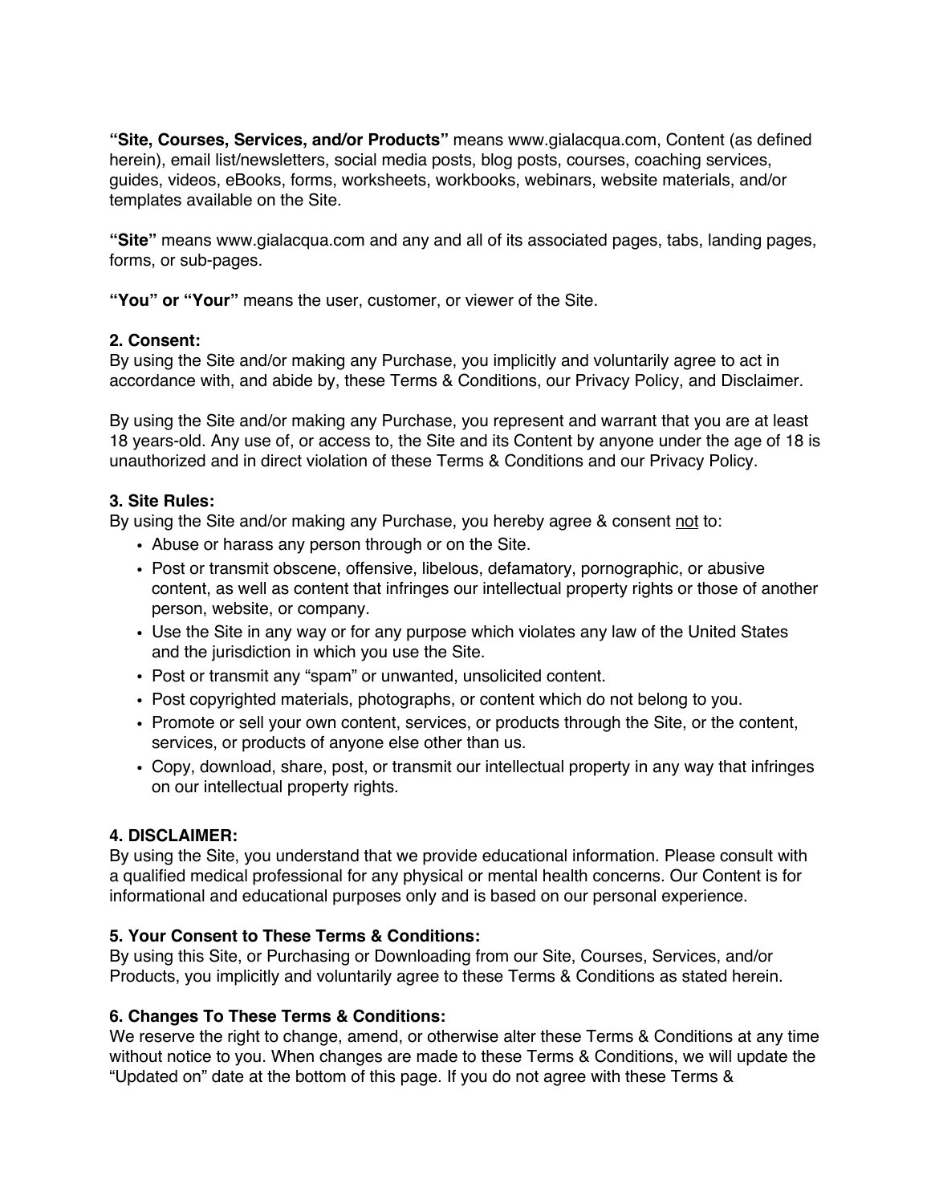**"Site, Courses, Services, and/or Products"** means www.gialacqua.com, Content (as defined herein), email list/newsletters, social media posts, blog posts, courses, coaching services, guides, videos, eBooks, forms, worksheets, workbooks, webinars, website materials, and/or templates available on the Site.

**"Site"** means www.gialacqua.com and any and all of its associated pages, tabs, landing pages, forms, or sub-pages.

**"You" or "Your"** means the user, customer, or viewer of the Site.

**2. Consent:**
By using the Site and/or making any Purchase, you implicitly and voluntarily agree to act in accordance with, and abide by, these Terms & Conditions, our Privacy Policy, and Disclaimer.

By using the Site and/or making any Purchase, you represent and warrant that you are at least 18 years-old. Any use of, or access to, the Site and its Content by anyone under the age of 18 is unauthorized and in direct violation of these Terms & Conditions and our Privacy Policy.

**3. Site Rules:**
By using the Site and/or making any Purchase, you hereby agree & consent <u>not</u> to:

- Abuse or harass any person through or on the Site.
- Post or transmit obscene, offensive, libelous, defamatory, pornographic, or abusive content, as well as content that infringes our intellectual property rights or those of another person, website, or company.
- Use the Site in any way or for any purpose which violates any law of the United States and the jurisdiction in which you use the Site.
- Post or transmit any "spam" or unwanted, unsolicited content.
- Post copyrighted materials, photographs, or content which do not belong to you.
- Promote or sell your own content, services, or products through the Site, or the content, services, or products of anyone else other than us.
- Copy, download, share, post, or transmit our intellectual property in any way that infringes on our intellectual property rights.

**4. DISCLAIMER:**
By using the Site, you understand that we provide educational information. Please consult with a qualified medical professional for any physical or mental health concerns. Our Content is for informational and educational purposes only and is based on our personal experience.

**5. Your Consent to These Terms & Conditions:**
By using this Site, or Purchasing or Downloading from our Site, Courses, Services, and/or Products, you implicitly and voluntarily agree to these Terms & Conditions as stated herein.

**6. Changes To These Terms & Conditions:**
We reserve the right to change, amend, or otherwise alter these Terms & Conditions at any time without notice to you. When changes are made to these Terms & Conditions, we will update the "Updated on" date at the bottom of this page. If you do not agree with these Terms &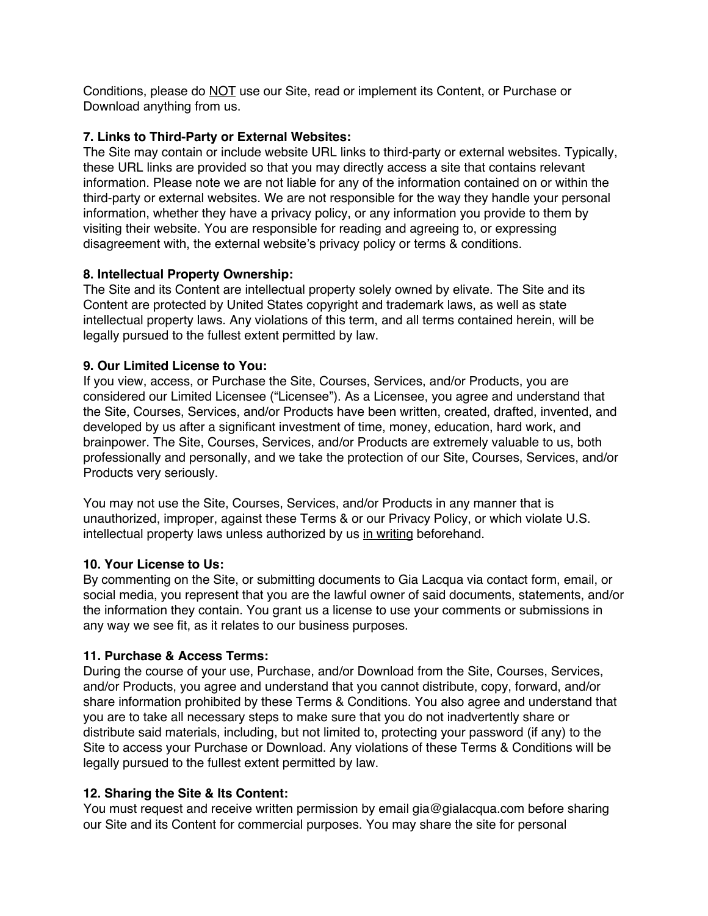Conditions, please do NOT use our Site, read or implement its Content, or Purchase or Download anything from us.

**7. Links to Third-Party or External Websites:**
The Site may contain or include website URL links to third-party or external websites. Typically, these URL links are provided so that you may directly access a site that contains relevant information. Please note we are not liable for any of the information contained on or within the third-party or external websites. We are not responsible for the way they handle your personal information, whether they have a privacy policy, or any information you provide to them by visiting their website. You are responsible for reading and agreeing to, or expressing disagreement with, the external website's privacy policy or terms & conditions.

**8. Intellectual Property Ownership:**
The Site and its Content are intellectual property solely owned by elivate. The Site and its Content are protected by United States copyright and trademark laws, as well as state intellectual property laws. Any violations of this term, and all terms contained herein, will be legally pursued to the fullest extent permitted by law.

**9. Our Limited License to You:**
If you view, access, or Purchase the Site, Courses, Services, and/or Products, you are considered our Limited Licensee ("Licensee"). As a Licensee, you agree and understand that the Site, Courses, Services, and/or Products have been written, created, drafted, invented, and developed by us after a significant investment of time, money, education, hard work, and brainpower. The Site, Courses, Services, and/or Products are extremely valuable to us, both professionally and personally, and we take the protection of our Site, Courses, Services, and/or Products very seriously.

You may not use the Site, Courses, Services, and/or Products in any manner that is unauthorized, improper, against these Terms & or our Privacy Policy, or which violate U.S. intellectual property laws unless authorized by us in writing beforehand.

**10. Your License to Us:**
By commenting on the Site, or submitting documents to Gia Lacqua via contact form, email, or social media, you represent that you are the lawful owner of said documents, statements, and/or the information they contain. You grant us a license to use your comments or submissions in any way we see fit, as it relates to our business purposes.

**11. Purchase & Access Terms:**
During the course of your use, Purchase, and/or Download from the Site, Courses, Services, and/or Products, you agree and understand that you cannot distribute, copy, forward, and/or share information prohibited by these Terms & Conditions. You also agree and understand that you are to take all necessary steps to make sure that you do not inadvertently share or distribute said materials, including, but not limited to, protecting your password (if any) to the Site to access your Purchase or Download. Any violations of these Terms & Conditions will be legally pursued to the fullest extent permitted by law.

**12. Sharing the Site & Its Content:**
You must request and receive written permission by email gia@gialacqua.com before sharing our Site and its Content for commercial purposes. You may share the site for personal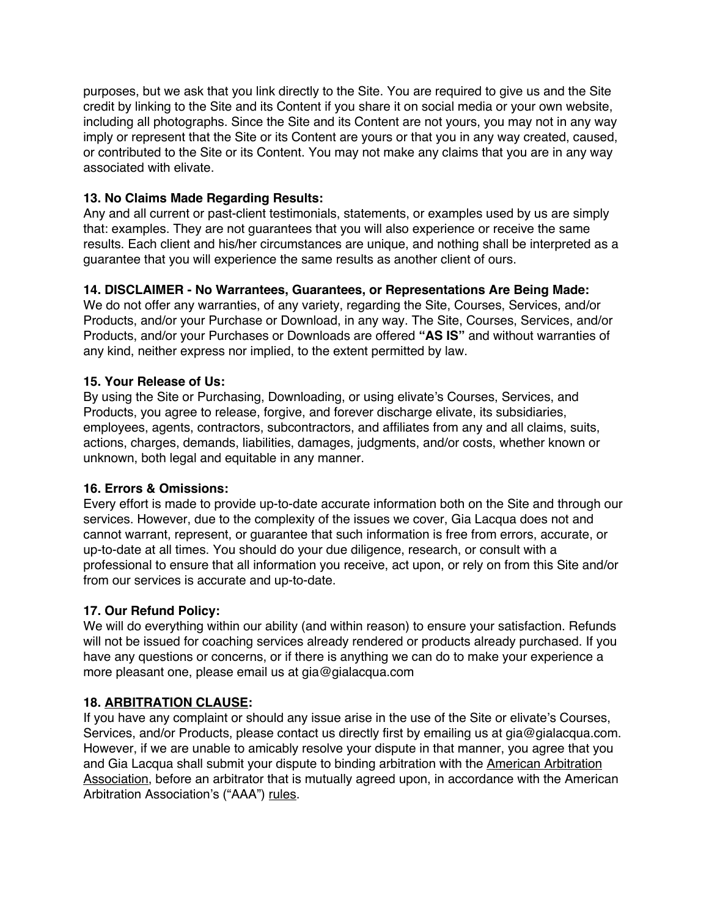purposes, but we ask that you link directly to the Site. You are required to give us and the Site credit by linking to the Site and its Content if you share it on social media or your own website, including all photographs. Since the Site and its Content are not yours, you may not in any way imply or represent that the Site or its Content are yours or that you in any way created, caused, or contributed to the Site or its Content. You may not make any claims that you are in any way associated with elivate.

**13. No Claims Made Regarding Results:**
Any and all current or past-client testimonials, statements, or examples used by us are simply that: examples. They are not guarantees that you will also experience or receive the same results. Each client and his/her circumstances are unique, and nothing shall be interpreted as a guarantee that you will experience the same results as another client of ours.

**14. DISCLAIMER - No Warrantees, Guarantees, or Representations Are Being Made:**
We do not offer any warranties, of any variety, regarding the Site, Courses, Services, and/or Products, and/or your Purchase or Download, in any way. The Site, Courses, Services, and/or Products, and/or your Purchases or Downloads are offered **"AS IS"** and without warranties of any kind, neither express nor implied, to the extent permitted by law.

**15. Your Release of Us:**
By using the Site or Purchasing, Downloading, or using elivate's Courses, Services, and Products, you agree to release, forgive, and forever discharge elivate, its subsidiaries, employees, agents, contractors, subcontractors, and affiliates from any and all claims, suits, actions, charges, demands, liabilities, damages, judgments, and/or costs, whether known or unknown, both legal and equitable in any manner.

**16. Errors & Omissions:**
Every effort is made to provide up-to-date accurate information both on the Site and through our services. However, due to the complexity of the issues we cover, Gia Lacqua does not and cannot warrant, represent, or guarantee that such information is free from errors, accurate, or up-to-date at all times. You should do your due diligence, research, or consult with a professional to ensure that all information you receive, act upon, or rely on from this Site and/or from our services is accurate and up-to-date.

**17. Our Refund Policy:**
We will do everything within our ability (and within reason) to ensure your satisfaction. Refunds will not be issued for coaching services already rendered or products already purchased. If you have any questions or concerns, or if there is anything we can do to make your experience a more pleasant one, please email us at gia@gialacqua.com

**18. ARBITRATION CLAUSE:**
If you have any complaint or should any issue arise in the use of the Site or elivate's Courses, Services, and/or Products, please contact us directly first by emailing us at gia@gialacqua.com. However, if we are unable to amicably resolve your dispute in that manner, you agree that you and Gia Lacqua shall submit your dispute to binding arbitration with the American Arbitration Association, before an arbitrator that is mutually agreed upon, in accordance with the American Arbitration Association's ("AAA") rules.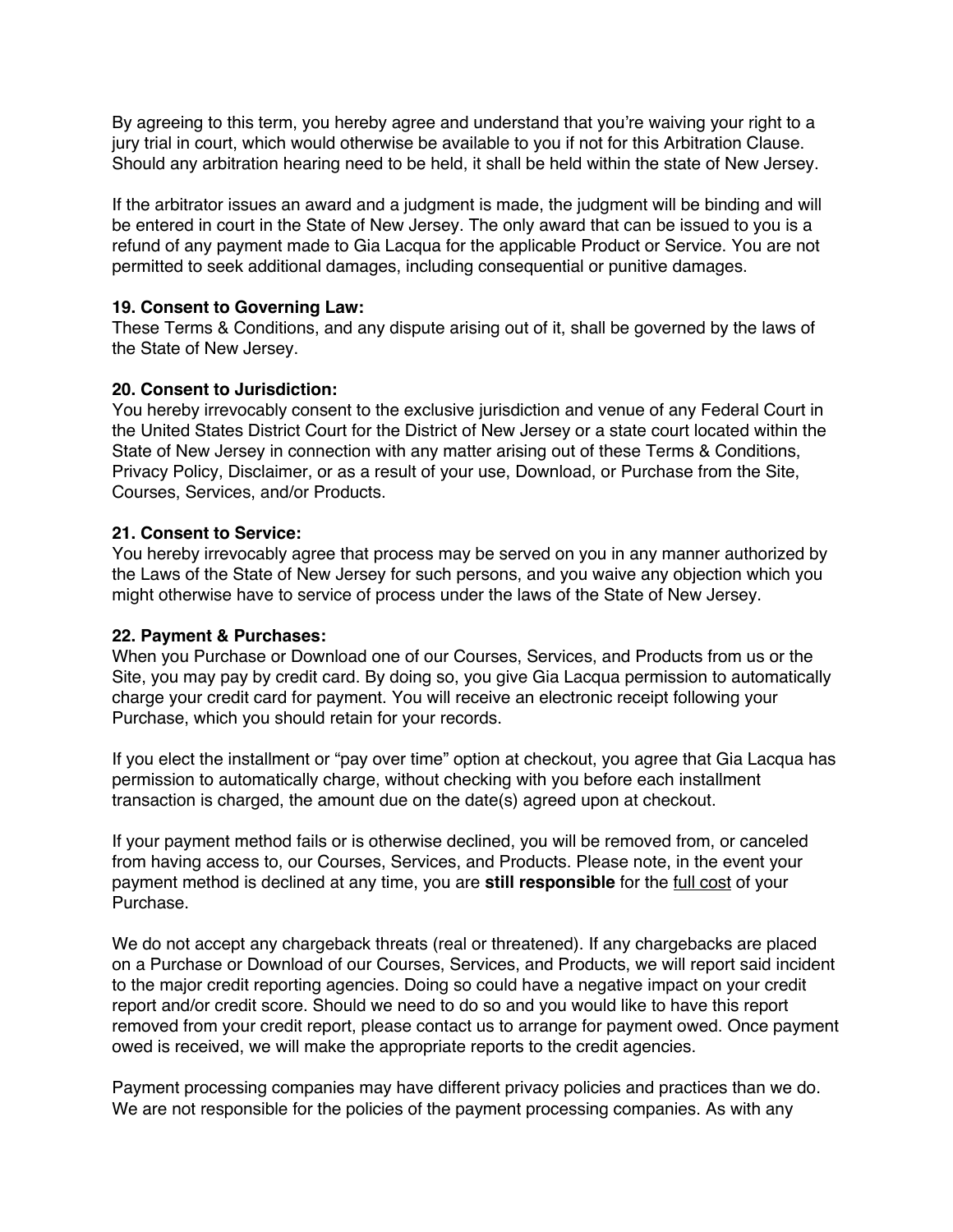By agreeing to this term, you hereby agree and understand that you're waiving your right to a jury trial in court, which would otherwise be available to you if not for this Arbitration Clause. Should any arbitration hearing need to be held, it shall be held within the state of New Jersey.

If the arbitrator issues an award and a judgment is made, the judgment will be binding and will be entered in court in the State of New Jersey. The only award that can be issued to you is a refund of any payment made to Gia Lacqua for the applicable Product or Service. You are not permitted to seek additional damages, including consequential or punitive damages.

**19. Consent to Governing Law:**
These Terms & Conditions, and any dispute arising out of it, shall be governed by the laws of the State of New Jersey.

**20. Consent to Jurisdiction:**
You hereby irrevocably consent to the exclusive jurisdiction and venue of any Federal Court in the United States District Court for the District of New Jersey or a state court located within the State of New Jersey in connection with any matter arising out of these Terms & Conditions, Privacy Policy, Disclaimer, or as a result of your use, Download, or Purchase from the Site, Courses, Services, and/or Products.

**21. Consent to Service:**
You hereby irrevocably agree that process may be served on you in any manner authorized by the Laws of the State of New Jersey for such persons, and you waive any objection which you might otherwise have to service of process under the laws of the State of New Jersey.

**22. Payment & Purchases:**
When you Purchase or Download one of our Courses, Services, and Products from us or the Site, you may pay by credit card. By doing so, you give Gia Lacqua permission to automatically charge your credit card for payment. You will receive an electronic receipt following your Purchase, which you should retain for your records.

If you elect the installment or "pay over time" option at checkout, you agree that Gia Lacqua has permission to automatically charge, without checking with you before each installment transaction is charged, the amount due on the date(s) agreed upon at checkout.

If your payment method fails or is otherwise declined, you will be removed from, or canceled from having access to, our Courses, Services, and Products. Please note, in the event your payment method is declined at any time, you are **still responsible** for the full cost of your Purchase.

We do not accept any chargeback threats (real or threatened). If any chargebacks are placed on a Purchase or Download of our Courses, Services, and Products, we will report said incident to the major credit reporting agencies. Doing so could have a negative impact on your credit report and/or credit score. Should we need to do so and you would like to have this report removed from your credit report, please contact us to arrange for payment owed. Once payment owed is received, we will make the appropriate reports to the credit agencies.

Payment processing companies may have different privacy policies and practices than we do. We are not responsible for the policies of the payment processing companies. As with any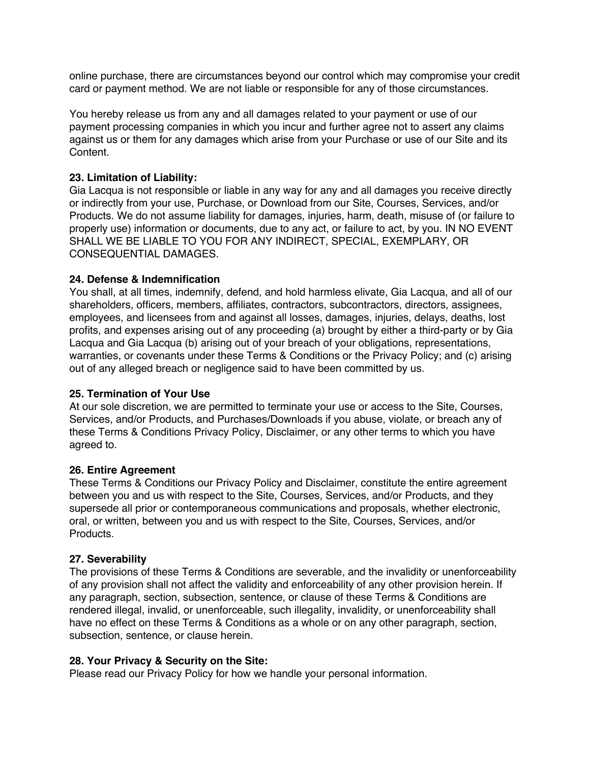online purchase, there are circumstances beyond our control which may compromise your credit card or payment method. We are not liable or responsible for any of those circumstances.

You hereby release us from any and all damages related to your payment or use of our payment processing companies in which you incur and further agree not to assert any claims against us or them for any damages which arise from your Purchase or use of our Site and its Content.

**23. Limitation of Liability:**
Gia Lacqua is not responsible or liable in any way for any and all damages you receive directly or indirectly from your use, Purchase, or Download from our Site, Courses, Services, and/or Products. We do not assume liability for damages, injuries, harm, death, misuse of (or failure to properly use) information or documents, due to any act, or failure to act, by you. IN NO EVENT SHALL WE BE LIABLE TO YOU FOR ANY INDIRECT, SPECIAL, EXEMPLARY, OR CONSEQUENTIAL DAMAGES.

**24. Defense & Indemnification**
You shall, at all times, indemnify, defend, and hold harmless elivate, Gia Lacqua, and all of our shareholders, officers, members, affiliates, contractors, subcontractors, directors, assignees, employees, and licensees from and against all losses, damages, injuries, delays, deaths, lost profits, and expenses arising out of any proceeding (a) brought by either a third-party or by Gia Lacqua and Gia Lacqua (b) arising out of your breach of your obligations, representations, warranties, or covenants under these Terms & Conditions or the Privacy Policy; and (c) arising out of any alleged breach or negligence said to have been committed by us.

**25. Termination of Your Use**
At our sole discretion, we are permitted to terminate your use or access to the Site, Courses, Services, and/or Products, and Purchases/Downloads if you abuse, violate, or breach any of these Terms & Conditions Privacy Policy, Disclaimer, or any other terms to which you have agreed to.

**26. Entire Agreement**
These Terms & Conditions our Privacy Policy and Disclaimer, constitute the entire agreement between you and us with respect to the Site, Courses, Services, and/or Products, and they supersede all prior or contemporaneous communications and proposals, whether electronic, oral, or written, between you and us with respect to the Site, Courses, Services, and/or Products.

**27. Severability**
The provisions of these Terms & Conditions are severable, and the invalidity or unenforceability of any provision shall not affect the validity and enforceability of any other provision herein. If any paragraph, section, subsection, sentence, or clause of these Terms & Conditions are rendered illegal, invalid, or unenforceable, such illegality, invalidity, or unenforceability shall have no effect on these Terms & Conditions as a whole or on any other paragraph, section, subsection, sentence, or clause herein.

**28. Your Privacy & Security on the Site:**
Please read our Privacy Policy for how we handle your personal information.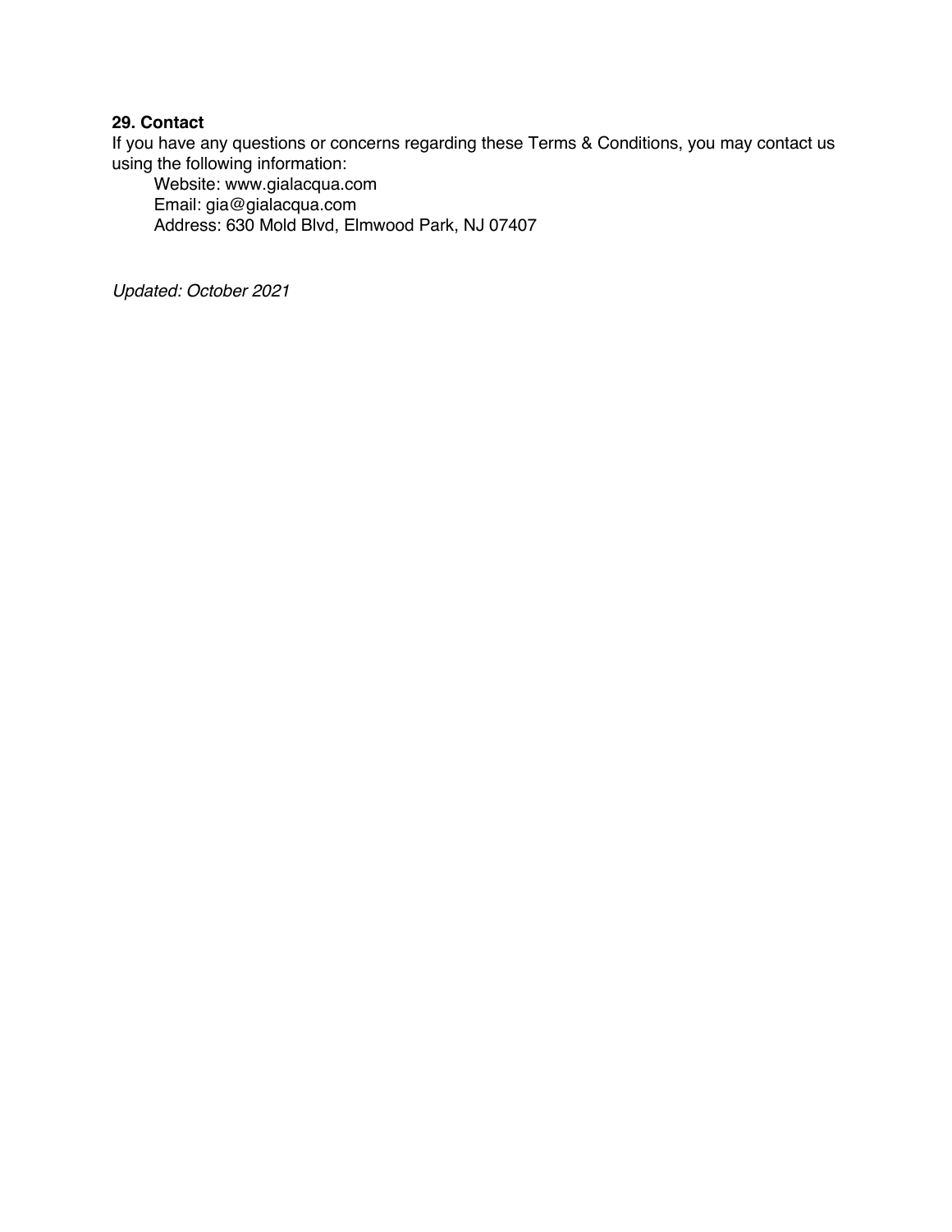**29. Contact**

If you have any questions or concerns regarding these Terms & Conditions, you may contact us using the following information:

Website: www.gialacqua.com
Email: gia@gialacqua.com
Address: 630 Mold Blvd, Elmwood Park, NJ 07407

*Updated: October 2021*